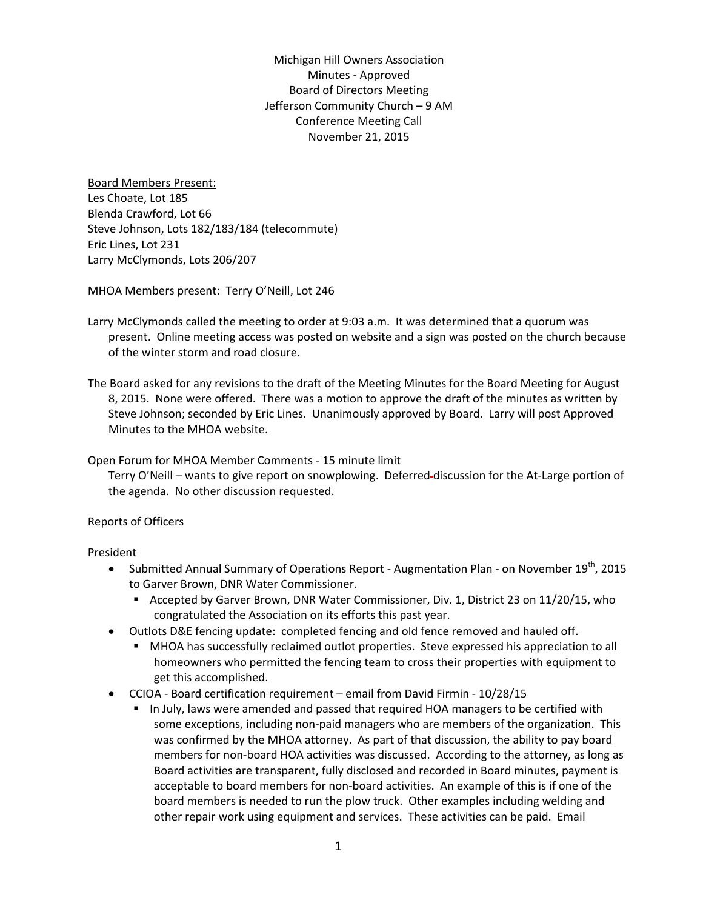Michigan Hill Owners Association
Minutes - Approved
Board of Directors Meeting
Jefferson Community Church – 9 AM
Conference Meeting Call
November 21, 2015

Board Members Present:
Les Choate, Lot 185
Blenda Crawford, Lot 66
Steve Johnson, Lots 182/183/184 (telecommute)
Eric Lines, Lot 231
Larry McClymonds, Lots 206/207

MHOA Members present: Terry O'Neill, Lot 246

Larry McClymonds called the meeting to order at 9:03 a.m. It was determined that a quorum was present. Online meeting access was posted on website and a sign was posted on the church because of the winter storm and road closure.

The Board asked for any revisions to the draft of the Meeting Minutes for the Board Meeting for August 8, 2015. None were offered. There was a motion to approve the draft of the minutes as written by Steve Johnson; seconded by Eric Lines. Unanimously approved by Board. Larry will post Approved Minutes to the MHOA website.

Open Forum for MHOA Member Comments - 15 minute limit
Terry O'Neill – wants to give report on snowplowing. Deferred discussion for the At-Large portion of the agenda. No other discussion requested.

Reports of Officers

President

- Submitted Annual Summary of Operations Report - Augmentation Plan - on November 19th, 2015 to Garver Brown, DNR Water Commissioner.
  - Accepted by Garver Brown, DNR Water Commissioner, Div. 1, District 23 on 11/20/15, who congratulated the Association on its efforts this past year.
- Outlots D&E fencing update: completed fencing and old fence removed and hauled off.
  - MHOA has successfully reclaimed outlot properties. Steve expressed his appreciation to all homeowners who permitted the fencing team to cross their properties with equipment to get this accomplished.
- CCIOA - Board certification requirement – email from David Firmin - 10/28/15
  - In July, laws were amended and passed that required HOA managers to be certified with some exceptions, including non-paid managers who are members of the organization. This was confirmed by the MHOA attorney. As part of that discussion, the ability to pay board members for non-board HOA activities was discussed. According to the attorney, as long as Board activities are transparent, fully disclosed and recorded in Board minutes, payment is acceptable to board members for non-board activities. An example of this is if one of the board members is needed to run the plow truck. Other examples including welding and other repair work using equipment and services. These activities can be paid. Email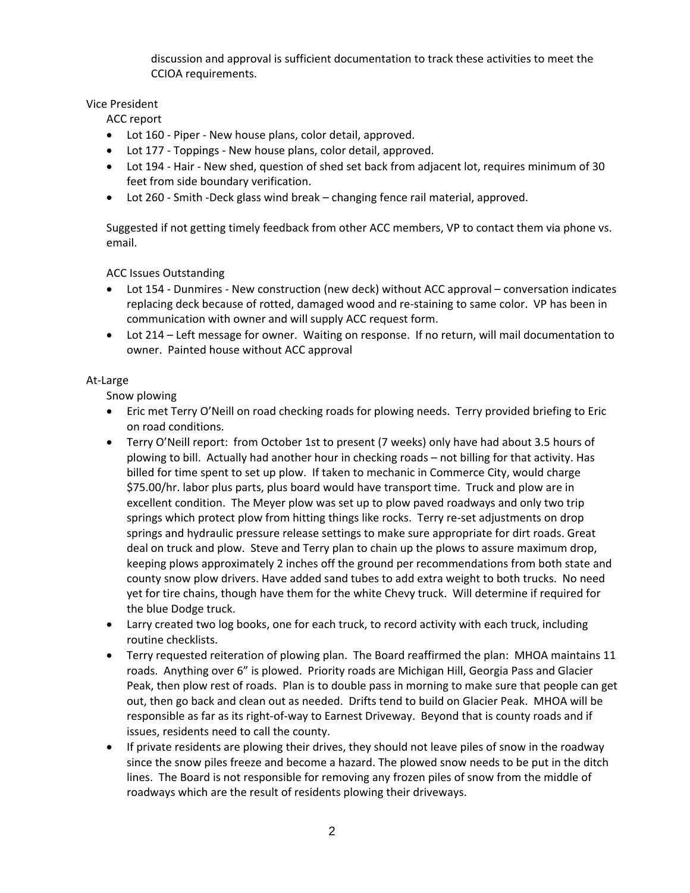discussion and approval is sufficient documentation to track these activities to meet the CCIOA requirements.

Vice President

ACC report

- Lot 160 - Piper - New house plans, color detail, approved.
- Lot 177 - Toppings - New house plans, color detail, approved.
- Lot 194 - Hair - New shed, question of shed set back from adjacent lot, requires minimum of 30 feet from side boundary verification.
- Lot 260 - Smith -Deck glass wind break – changing fence rail material, approved.

Suggested if not getting timely feedback from other ACC members, VP to contact them via phone vs. email.

ACC Issues Outstanding

- Lot 154 - Dunmires - New construction (new deck) without ACC approval – conversation indicates replacing deck because of rotted, damaged wood and re-staining to same color. VP has been in communication with owner and will supply ACC request form.
- Lot 214 – Left message for owner. Waiting on response. If no return, will mail documentation to owner. Painted house without ACC approval

At-Large

Snow plowing

- Eric met Terry O'Neill on road checking roads for plowing needs. Terry provided briefing to Eric on road conditions.
- Terry O'Neill report: from October 1st to present (7 weeks) only have had about 3.5 hours of plowing to bill. Actually had another hour in checking roads – not billing for that activity. Has billed for time spent to set up plow. If taken to mechanic in Commerce City, would charge $75.00/hr. labor plus parts, plus board would have transport time. Truck and plow are in excellent condition. The Meyer plow was set up to plow paved roadways and only two trip springs which protect plow from hitting things like rocks. Terry re-set adjustments on drop springs and hydraulic pressure release settings to make sure appropriate for dirt roads. Great deal on truck and plow. Steve and Terry plan to chain up the plows to assure maximum drop, keeping plows approximately 2 inches off the ground per recommendations from both state and county snow plow drivers. Have added sand tubes to add extra weight to both trucks. No need yet for tire chains, though have them for the white Chevy truck. Will determine if required for the blue Dodge truck.
- Larry created two log books, one for each truck, to record activity with each truck, including routine checklists.
- Terry requested reiteration of plowing plan. The Board reaffirmed the plan: MHOA maintains 11 roads. Anything over 6" is plowed. Priority roads are Michigan Hill, Georgia Pass and Glacier Peak, then plow rest of roads. Plan is to double pass in morning to make sure that people can get out, then go back and clean out as needed. Drifts tend to build on Glacier Peak. MHOA will be responsible as far as its right-of-way to Earnest Driveway. Beyond that is county roads and if issues, residents need to call the county.
- If private residents are plowing their drives, they should not leave piles of snow in the roadway since the snow piles freeze and become a hazard. The plowed snow needs to be put in the ditch lines. The Board is not responsible for removing any frozen piles of snow from the middle of roadways which are the result of residents plowing their driveways.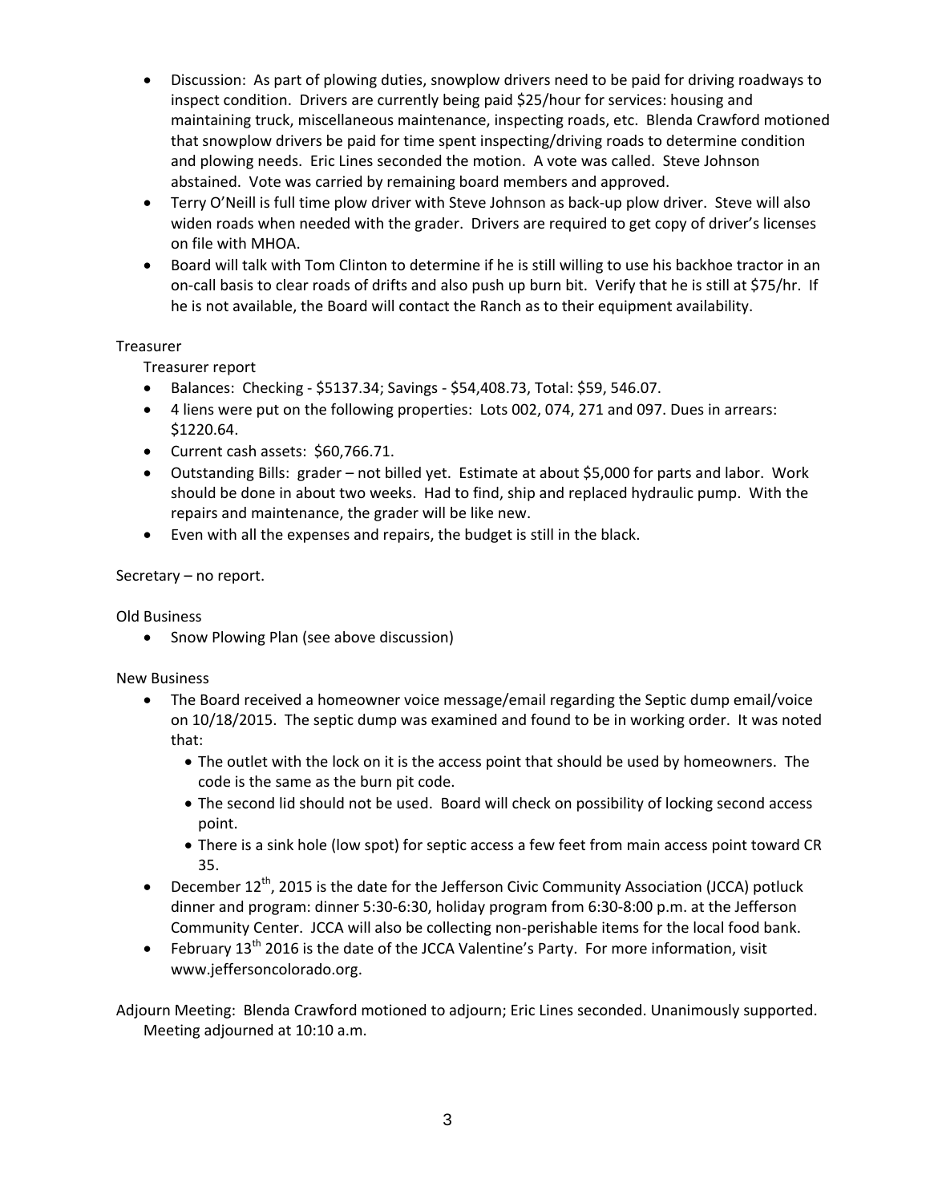- Discussion: As part of plowing duties, snowplow drivers need to be paid for driving roadways to inspect condition. Drivers are currently being paid $25/hour for services: housing and maintaining truck, miscellaneous maintenance, inspecting roads, etc. Blenda Crawford motioned that snowplow drivers be paid for time spent inspecting/driving roads to determine condition and plowing needs. Eric Lines seconded the motion. A vote was called. Steve Johnson abstained. Vote was carried by remaining board members and approved.
- Terry O'Neill is full time plow driver with Steve Johnson as back-up plow driver. Steve will also widen roads when needed with the grader. Drivers are required to get copy of driver's licenses on file with MHOA.
- Board will talk with Tom Clinton to determine if he is still willing to use his backhoe tractor in an on-call basis to clear roads of drifts and also push up burn bit. Verify that he is still at $75/hr. If he is not available, the Board will contact the Ranch as to their equipment availability.

Treasurer

Treasurer report

- Balances: Checking - $5137.34; Savings - $54,408.73, Total: $59, 546.07.
- 4 liens were put on the following properties: Lots 002, 074, 271 and 097. Dues in arrears: $1220.64.
- Current cash assets: $60,766.71.
- Outstanding Bills: grader – not billed yet. Estimate at about $5,000 for parts and labor. Work should be done in about two weeks. Had to find, ship and replaced hydraulic pump. With the repairs and maintenance, the grader will be like new.
- Even with all the expenses and repairs, the budget is still in the black.

Secretary – no report.

Old Business

- Snow Plowing Plan (see above discussion)

New Business

- The Board received a homeowner voice message/email regarding the Septic dump email/voice on 10/18/2015. The septic dump was examined and found to be in working order. It was noted that:
  - The outlet with the lock on it is the access point that should be used by homeowners. The code is the same as the burn pit code.
  - The second lid should not be used. Board will check on possibility of locking second access point.
  - There is a sink hole (low spot) for septic access a few feet from main access point toward CR 35.
- December 12th, 2015 is the date for the Jefferson Civic Community Association (JCCA) potluck dinner and program: dinner 5:30-6:30, holiday program from 6:30-8:00 p.m. at the Jefferson Community Center. JCCA will also be collecting non-perishable items for the local food bank.
- February 13th 2016 is the date of the JCCA Valentine's Party. For more information, visit www.jeffersoncolorado.org.

Adjourn Meeting: Blenda Crawford motioned to adjourn; Eric Lines seconded. Unanimously supported. Meeting adjourned at 10:10 a.m.